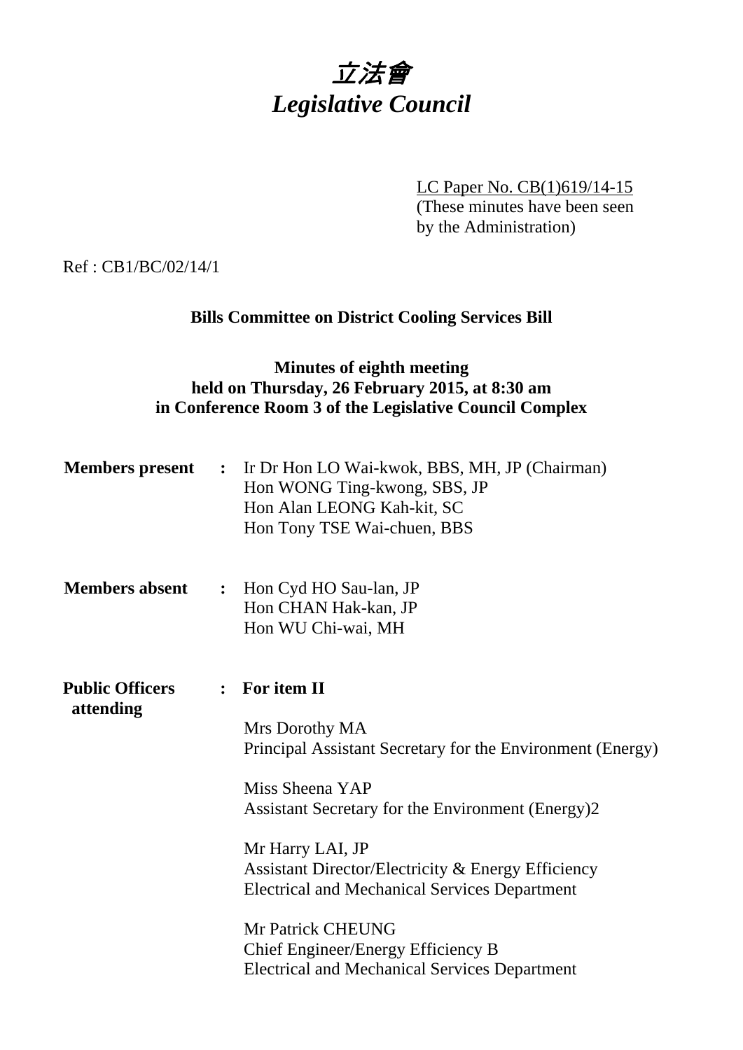# *立法會*
# *Legislative Council*

LC Paper No. CB(1)619/14-15
(These minutes have been seen by the Administration)

Ref : CB1/BC/02/14/1

**Bills Committee on District Cooling Services Bill**

**Minutes of eighth meeting**
**held on Thursday, 26 February 2015, at 8:30 am**
**in Conference Room 3 of the Legislative Council Complex**

**Members present** : Ir Dr Hon LO Wai-kwok, BBS, MH, JP (Chairman)
Hon WONG Ting-kwong, SBS, JP
Hon Alan LEONG Kah-kit, SC
Hon Tony TSE Wai-chuen, BBS

**Members absent** : Hon Cyd HO Sau-lan, JP
Hon CHAN Hak-kan, JP
Hon WU Chi-wai, MH

**Public Officers attending** : **For item II**

Mrs Dorothy MA
Principal Assistant Secretary for the Environment (Energy)

Miss Sheena YAP
Assistant Secretary for the Environment (Energy)2

Mr Harry LAI, JP
Assistant Director/Electricity & Energy Efficiency
Electrical and Mechanical Services Department

Mr Patrick CHEUNG
Chief Engineer/Energy Efficiency B
Electrical and Mechanical Services Department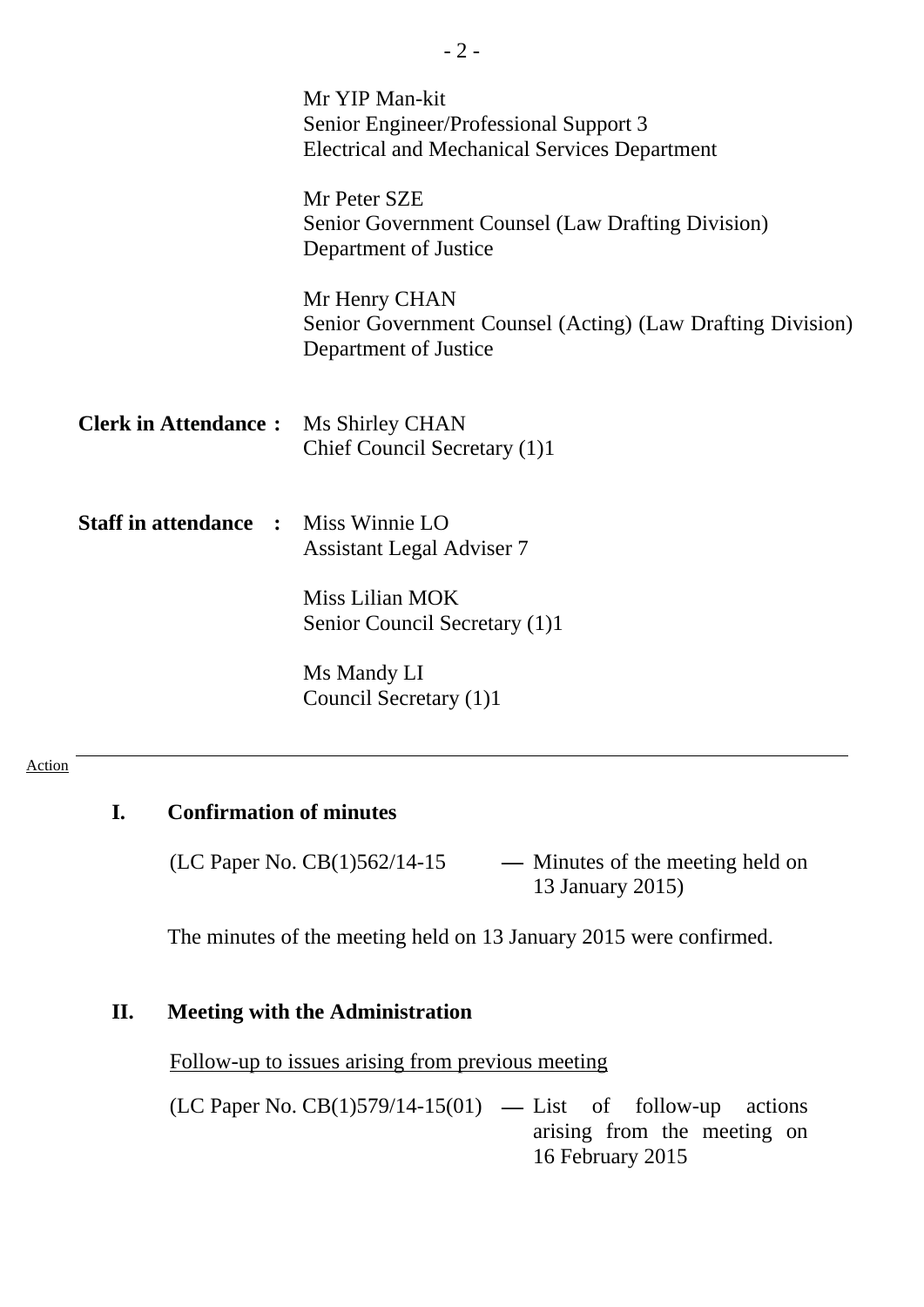Mr YIP Man-kit
Senior Engineer/Professional Support 3
Electrical and Mechanical Services Department

Mr Peter SZE
Senior Government Counsel (Law Drafting Division)
Department of Justice

Mr Henry CHAN
Senior Government Counsel (Acting) (Law Drafting Division)
Department of Justice

**Clerk in Attendance :** Ms Shirley CHAN
Chief Council Secretary (1)1

**Staff in attendance :** Miss Winnie LO
Assistant Legal Adviser 7

Miss Lilian MOK
Senior Council Secretary (1)1

Ms Mandy LI
Council Secretary (1)1

---

Action

## I. Confirmation of minutes

(LC Paper No. CB(1)562/14-15 — Minutes of the meeting held on 13 January 2015)

The minutes of the meeting held on 13 January 2015 were confirmed.

## II. Meeting with the Administration

Follow-up to issues arising from previous meeting

(LC Paper No. CB(1)579/14-15(01) — List of follow-up actions arising from the meeting on 16 February 2015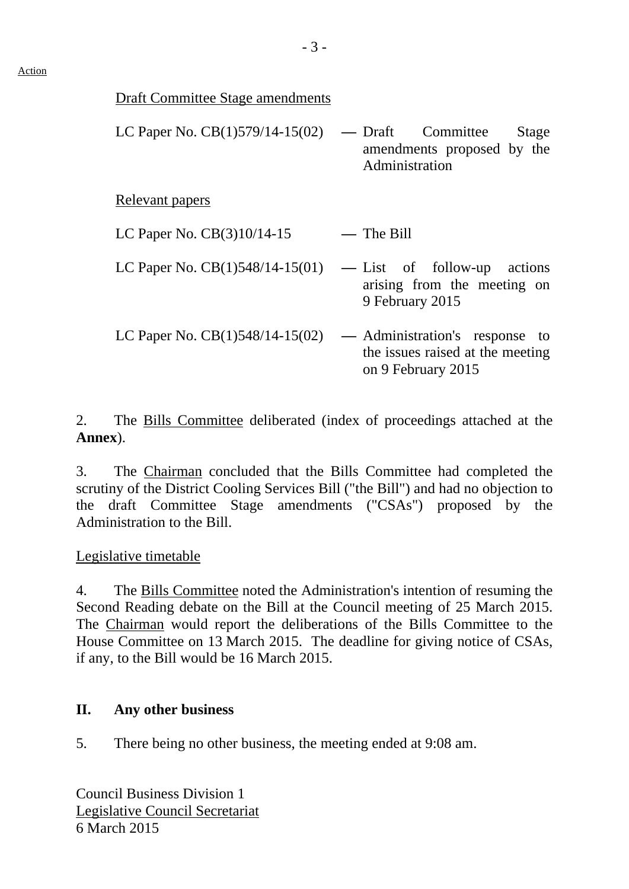Action

Draft Committee Stage amendments

| | | |
|---|---|---|
| LC Paper No. CB(1)579/14-15(02) | — | Draft Committee Stage amendments proposed by the Administration |

Relevant papers

| | | |
|---|---|---|
| LC Paper No. CB(3)10/14-15 | — | The Bill |
| LC Paper No. CB(1)548/14-15(01) | — | List of follow-up actions arising from the meeting on 9 February 2015 |
| LC Paper No. CB(1)548/14-15(02) | — | Administration's response to the issues raised at the meeting on 9 February 2015 |

2. The Bills Committee deliberated (index of proceedings attached at the **Annex**).

3. The Chairman concluded that the Bills Committee had completed the scrutiny of the District Cooling Services Bill ("the Bill") and had no objection to the draft Committee Stage amendments ("CSAs") proposed by the Administration to the Bill.

Legislative timetable

4. The Bills Committee noted the Administration's intention of resuming the Second Reading debate on the Bill at the Council meeting of 25 March 2015. The Chairman would report the deliberations of the Bills Committee to the House Committee on 13 March 2015. The deadline for giving notice of CSAs, if any, to the Bill would be 16 March 2015.

## II. Any other business

5. There being no other business, the meeting ended at 9:08 am.

Council Business Division 1
Legislative Council Secretariat
6 March 2015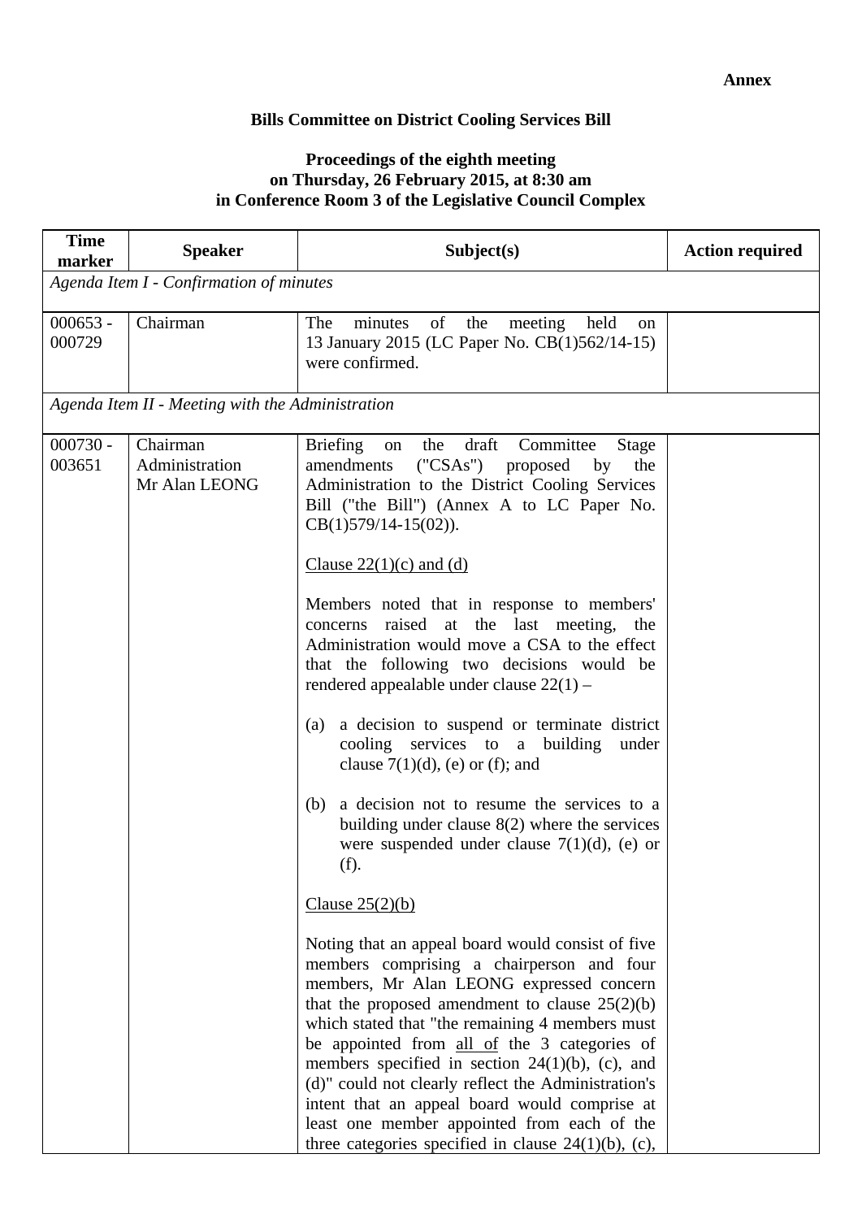**Annex**

**Bills Committee on District Cooling Services Bill**

**Proceedings of the eighth meeting on Thursday, 26 February 2015, at 8:30 am in Conference Room 3 of the Legislative Council Complex**

| Time marker | Speaker | Subject(s) | Action required |
|---|---|---|---|
| *Agenda Item I - Confirmation of minutes* | | | |
| 000653 - 000729 | Chairman | The minutes of the meeting held on 13 January 2015 (LC Paper No. CB(1)562/14-15) were confirmed. | |
| *Agenda Item II - Meeting with the Administration* | | | |
| 000730 - 003651 | Chairman<br>Administration<br>Mr Alan LEONG | Briefing on the draft Committee Stage amendments ("CSAs") proposed by the Administration to the District Cooling Services Bill ("the Bill") (Annex A to LC Paper No. CB(1)579/14-15(02)).<br><br>Clause 22(1)(c) and (d)<br><br>Members noted that in response to members' concerns raised at the last meeting, the Administration would move a CSA to the effect that the following two decisions would be rendered appealable under clause 22(1) –<br><br>(a) a decision to suspend or terminate district cooling services to a building under clause 7(1)(d), (e) or (f); and<br><br>(b) a decision not to resume the services to a building under clause 8(2) where the services were suspended under clause 7(1)(d), (e) or (f).<br><br>Clause 25(2)(b)<br><br>Noting that an appeal board would consist of five members comprising a chairperson and four members, Mr Alan LEONG expressed concern that the proposed amendment to clause 25(2)(b) which stated that "the remaining 4 members must be appointed from all of the 3 categories of members specified in section 24(1)(b), (c), and (d)" could not clearly reflect the Administration's intent that an appeal board would comprise at least one member appointed from each of the three categories specified in clause 24(1)(b), (c), | |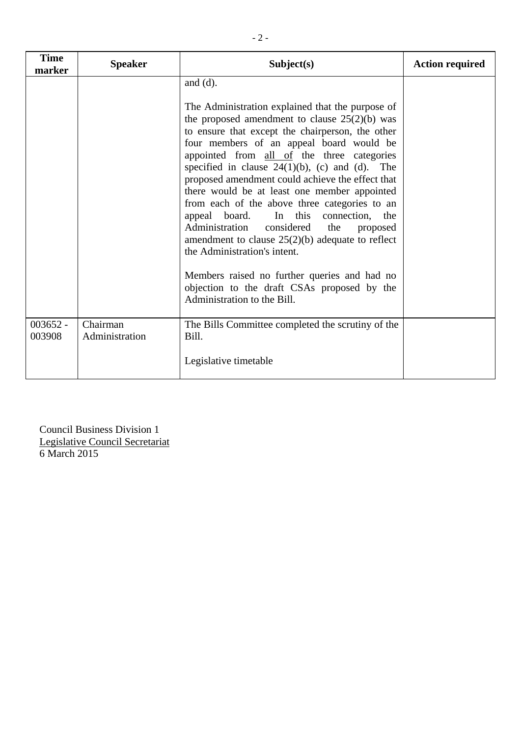| Time marker | Speaker | Subject(s) | Action required |
|---|---|---|---|
| | | and (d).<br><br>The Administration explained that the purpose of the proposed amendment to clause 25(2)(b) was to ensure that except the chairperson, the other four members of an appeal board would be appointed from <u>all of</u> the three categories specified in clause 24(1)(b), (c) and (d). The proposed amendment could achieve the effect that there would be at least one member appointed from each of the above three categories to an appeal board. In this connection, the Administration considered the proposed amendment to clause 25(2)(b) adequate to reflect the Administration's intent.<br><br>Members raised no further queries and had no objection to the draft CSAs proposed by the Administration to the Bill. | |
| 003652 - 003908 | Chairman<br>Administration | The Bills Committee completed the scrutiny of the Bill.<br><br>Legislative timetable | |

Council Business Division 1
<u>Legislative Council Secretariat</u>
6 March 2015